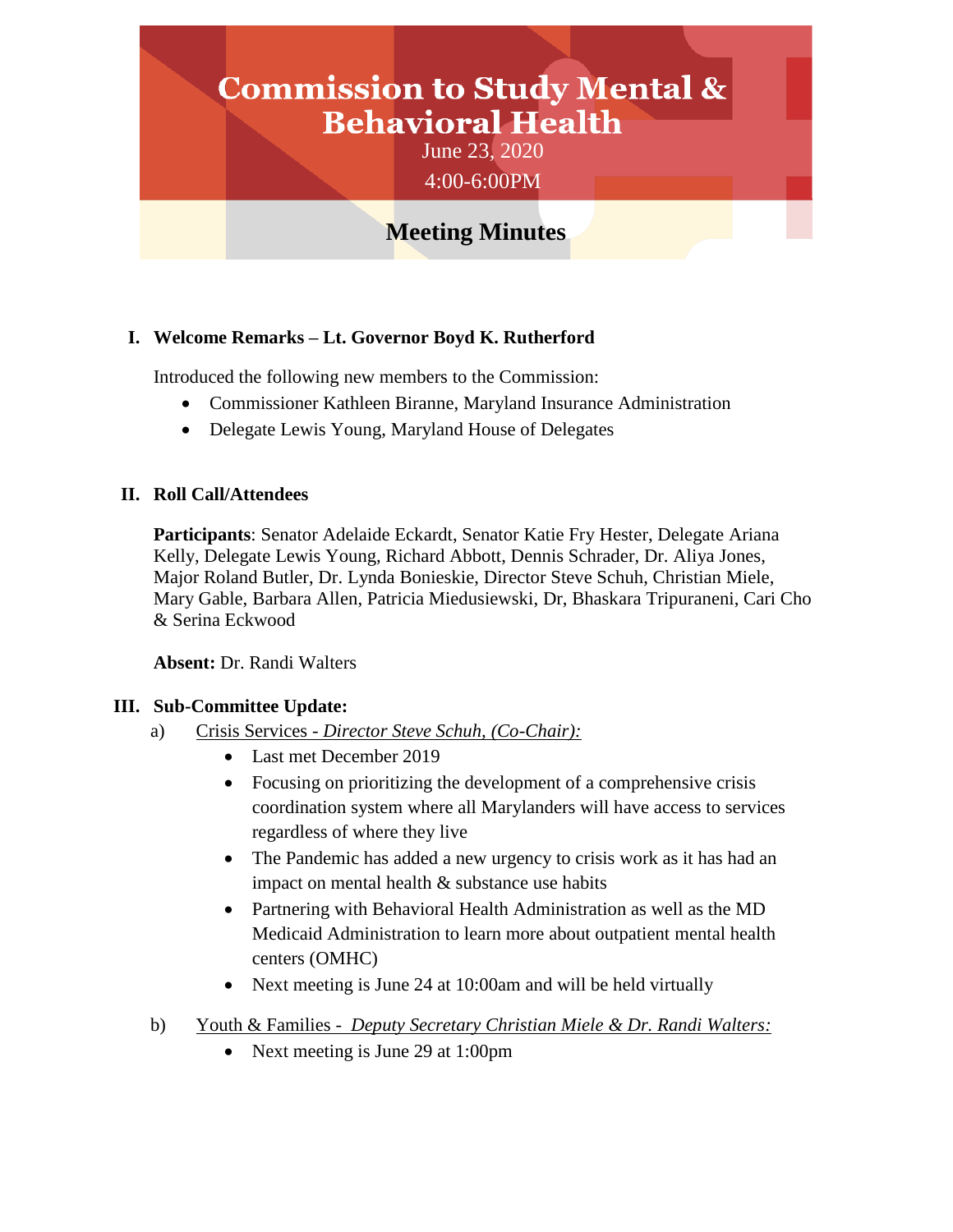# Commission to Study Mental & Behavioral Health

June 23, 2020

4:00-6:00PM

## Meeting Minutes

**I. Welcome Remarks – Lt. Governor Boyd K. Rutherford**

Introduced the following new members to the Commission:

- Commissioner Kathleen Biranne, Maryland Insurance Administration
- Delegate Lewis Young, Maryland House of Delegates

**II. Roll Call/Attendees**

**Participants**: Senator Adelaide Eckardt, Senator Katie Fry Hester, Delegate Ariana Kelly, Delegate Lewis Young, Richard Abbott, Dennis Schrader, Dr. Aliya Jones, Major Roland Butler, Dr. Lynda Bonieskie, Director Steve Schuh, Christian Miele, Mary Gable, Barbara Allen, Patricia Miedusiewski, Dr, Bhaskara Tripuraneni, Cari Cho & Serina Eckwood

**Absent:** Dr. Randi Walters

**III. Sub-Committee Update:**

a) Crisis Services - *Director Steve Schuh, (Co-Chair):*
   - Last met December 2019
   - Focusing on prioritizing the development of a comprehensive crisis coordination system where all Marylanders will have access to services regardless of where they live
   - The Pandemic has added a new urgency to crisis work as it has had an impact on mental health & substance use habits
   - Partnering with Behavioral Health Administration as well as the MD Medicaid Administration to learn more about outpatient mental health centers (OMHC)
   - Next meeting is June 24 at 10:00am and will be held virtually

b) Youth & Families - *Deputy Secretary Christian Miele & Dr. Randi Walters:*
   - Next meeting is June 29 at 1:00pm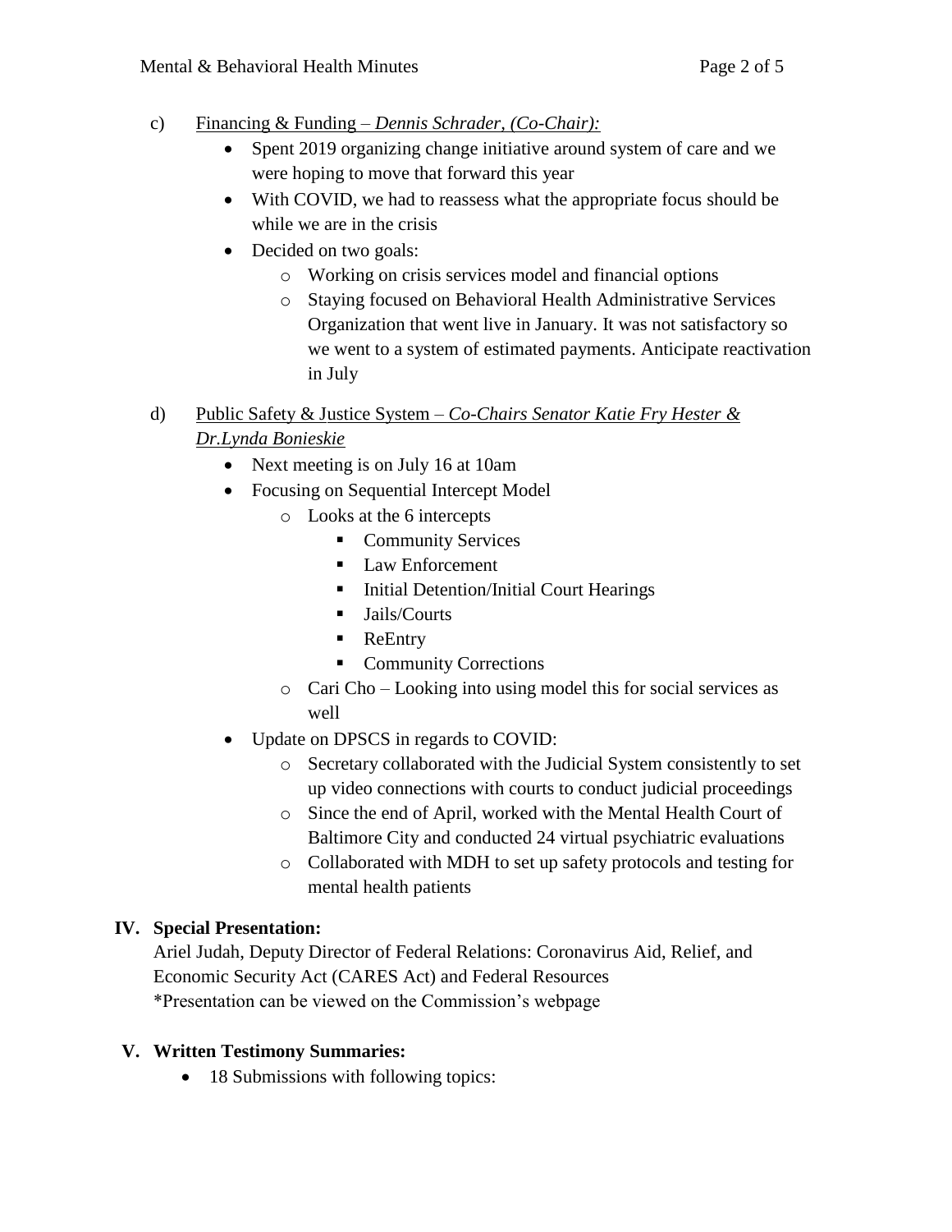c) Financing & Funding – *Dennis Schrader, (Co-Chair):*

- Spent 2019 organizing change initiative around system of care and we were hoping to move that forward this year
- With COVID, we had to reassess what the appropriate focus should be while we are in the crisis
- Decided on two goals:
  - Working on crisis services model and financial options
  - Staying focused on Behavioral Health Administrative Services Organization that went live in January. It was not satisfactory so we went to a system of estimated payments. Anticipate reactivation in July

d) Public Safety & Justice System – *Co-Chairs Senator Katie Fry Hester & Dr.Lynda Bonieskie*

- Next meeting is on July 16 at 10am
- Focusing on Sequential Intercept Model
  - Looks at the 6 intercepts
    - Community Services
    - Law Enforcement
    - Initial Detention/Initial Court Hearings
    - Jails/Courts
    - ReEntry
    - Community Corrections
  - Cari Cho – Looking into using model this for social services as well
- Update on DPSCS in regards to COVID:
  - Secretary collaborated with the Judicial System consistently to set up video connections with courts to conduct judicial proceedings
  - Since the end of April, worked with the Mental Health Court of Baltimore City and conducted 24 virtual psychiatric evaluations
  - Collaborated with MDH to set up safety protocols and testing for mental health patients

## IV. Special Presentation:

Ariel Judah, Deputy Director of Federal Relations: Coronavirus Aid, Relief, and Economic Security Act (CARES Act) and Federal Resources
*Presentation can be viewed on the Commission's webpage

## V. Written Testimony Summaries:

- 18 Submissions with following topics: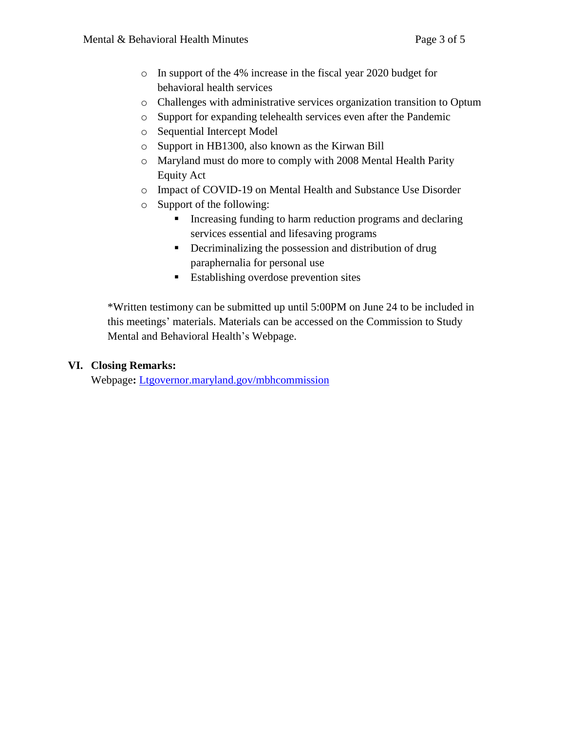- In support of the 4% increase in the fiscal year 2020 budget for behavioral health services
- Challenges with administrative services organization transition to Optum
- Support for expanding telehealth services even after the Pandemic
- Sequential Intercept Model
- Support in HB1300, also known as the Kirwan Bill
- Maryland must do more to comply with 2008 Mental Health Parity Equity Act
- Impact of COVID-19 on Mental Health and Substance Use Disorder
- Support of the following:
  - Increasing funding to harm reduction programs and declaring services essential and lifesaving programs
  - Decriminalizing the possession and distribution of drug paraphernalia for personal use
  - Establishing overdose prevention sites

*Written testimony can be submitted up until 5:00PM on June 24 to be included in this meetings' materials. Materials can be accessed on the Commission to Study Mental and Behavioral Health's Webpage.

## VI. Closing Remarks:

Webpage**:** Ltgovernor.maryland.gov/mbhcommission